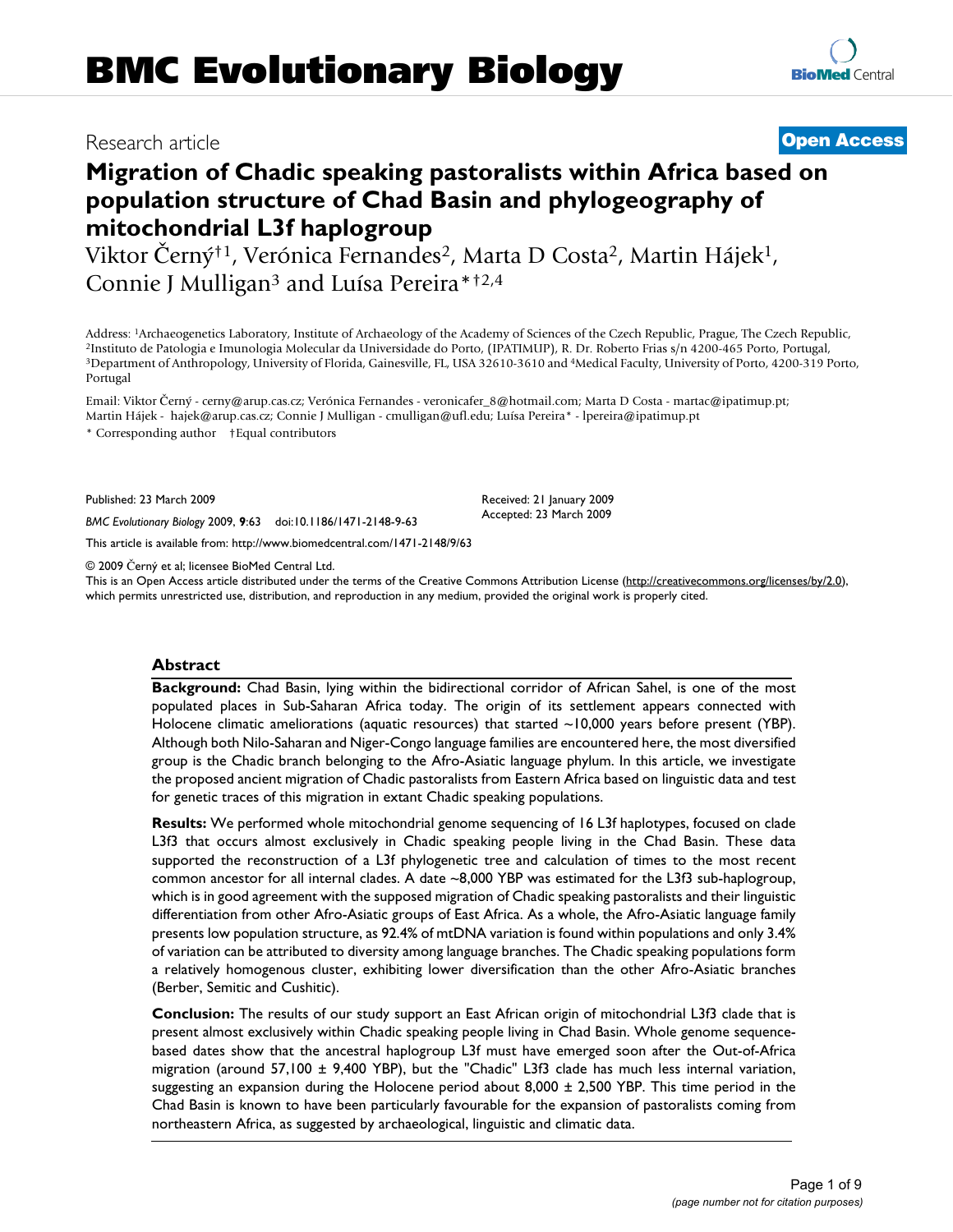Research article

**Open Access**

# Migration of Chadic speaking pastoralists within Africa based on population structure of Chad Basin and phylogeography of mitochondrial L3f haplogroup

Viktor Černý†[1], Verónica Fernandes[2], Marta D Costa[2], Martin Hájek[1], Connie J Mulligan[3] and Luísa Pereira*†[2,4]

Address: [1]Archaeogenetics Laboratory, Institute of Archaeology of the Academy of Sciences of the Czech Republic, Prague, The Czech Republic, [2]Instituto de Patologia e Imunologia Molecular da Universidade do Porto, (IPATIMUP), R. Dr. Roberto Frias s/n 4200-465 Porto, Portugal, [3]Department of Anthropology, University of Florida, Gainesville, FL, USA 32610-3610 and [4]Medical Faculty, University of Porto, 4200-319 Porto, Portugal

Email: Viktor Černý - cerny@arup.cas.cz; Verónica Fernandes - veronicafer_8@hotmail.com; Marta D Costa - martac@ipatimup.pt; Martin Hájek - hajek@arup.cas.cz; Connie J Mulligan - cmulligan@ufl.edu; Luísa Pereira* - lpereira@ipatimup.pt

\* Corresponding author †Equal contributors

Published: 23 March 2009

*BMC Evolutionary Biology* 2009, **9**:63 doi:10.1186/1471-2148-9-63

Received: 21 January 2009
Accepted: 23 March 2009

This article is available from: http://www.biomedcentral.com/1471-2148/9/63

© 2009 Černý et al; licensee BioMed Central Ltd.
This is an Open Access article distributed under the terms of the Creative Commons Attribution License (http://creativecommons.org/licenses/by/2.0), which permits unrestricted use, distribution, and reproduction in any medium, provided the original work is properly cited.

## Abstract

**Background:** Chad Basin, lying within the bidirectional corridor of African Sahel, is one of the most populated places in Sub-Saharan Africa today. The origin of its settlement appears connected with Holocene climatic ameliorations (aquatic resources) that started ~10,000 years before present (YBP). Although both Nilo-Saharan and Niger-Congo language families are encountered here, the most diversified group is the Chadic branch belonging to the Afro-Asiatic language phylum. In this article, we investigate the proposed ancient migration of Chadic pastoralists from Eastern Africa based on linguistic data and test for genetic traces of this migration in extant Chadic speaking populations.

**Results:** We performed whole mitochondrial genome sequencing of 16 L3f haplotypes, focused on clade L3f3 that occurs almost exclusively in Chadic speaking people living in the Chad Basin. These data supported the reconstruction of a L3f phylogenetic tree and calculation of times to the most recent common ancestor for all internal clades. A date ~8,000 YBP was estimated for the L3f3 sub-haplogroup, which is in good agreement with the supposed migration of Chadic speaking pastoralists and their linguistic differentiation from other Afro-Asiatic groups of East Africa. As a whole, the Afro-Asiatic language family presents low population structure, as 92.4% of mtDNA variation is found within populations and only 3.4% of variation can be attributed to diversity among language branches. The Chadic speaking populations form a relatively homogenous cluster, exhibiting lower diversification than the other Afro-Asiatic branches (Berber, Semitic and Cushitic).

**Conclusion:** The results of our study support an East African origin of mitochondrial L3f3 clade that is present almost exclusively within Chadic speaking people living in Chad Basin. Whole genome sequence-based dates show that the ancestral haplogroup L3f must have emerged soon after the Out-of-Africa migration (around 57,100 ± 9,400 YBP), but the "Chadic" L3f3 clade has much less internal variation, suggesting an expansion during the Holocene period about 8,000 ± 2,500 YBP. This time period in the Chad Basin is known to have been particularly favourable for the expansion of pastoralists coming from northeastern Africa, as suggested by archaeological, linguistic and climatic data.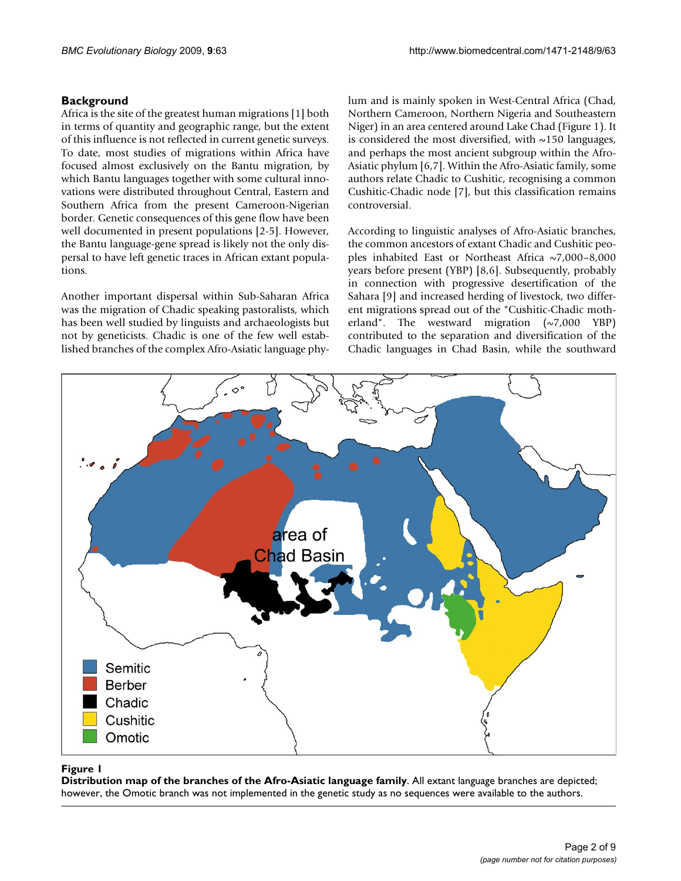## Background

Africa is the site of the greatest human migrations [1] both in terms of quantity and geographic range, but the extent of this influence is not reflected in current genetic surveys. To date, most studies of migrations within Africa have focused almost exclusively on the Bantu migration, by which Bantu languages together with some cultural innovations were distributed throughout Central, Eastern and Southern Africa from the present Cameroon-Nigerian border. Genetic consequences of this gene flow have been well documented in present populations [2-5]. However, the Bantu language-gene spread is likely not the only dispersal to have left genetic traces in African extant populations.

Another important dispersal within Sub-Saharan Africa was the migration of Chadic speaking pastoralists, which has been well studied by linguists and archaeologists but not by geneticists. Chadic is one of the few well established branches of the complex Afro-Asiatic language phylum and is mainly spoken in West-Central Africa (Chad, Northern Cameroon, Northern Nigeria and Southeastern Niger) in an area centered around Lake Chad (Figure 1). It is considered the most diversified, with ~150 languages, and perhaps the most ancient subgroup within the Afro-Asiatic phylum [6,7]. Within the Afro-Asiatic family, some authors relate Chadic to Cushitic, recognising a common Cushitic-Chadic node [7], but this classification remains controversial.

According to linguistic analyses of Afro-Asiatic branches, the common ancestors of extant Chadic and Cushitic peoples inhabited East or Northeast Africa ~7,000–8,000 years before present (YBP) [8,6]. Subsequently, probably in connection with progressive desertification of the Sahara [9] and increased herding of livestock, two different migrations spread out of the "Cushitic-Chadic motherland". The westward migration (~7,000 YBP) contributed to the separation and diversification of the Chadic languages in Chad Basin, while the southward

**Figure 1**
**Distribution map of the branches of the Afro-Asiatic language family**. All extant language branches are depicted; however, the Omotic branch was not implemented in the genetic study as no sequences were available to the authors.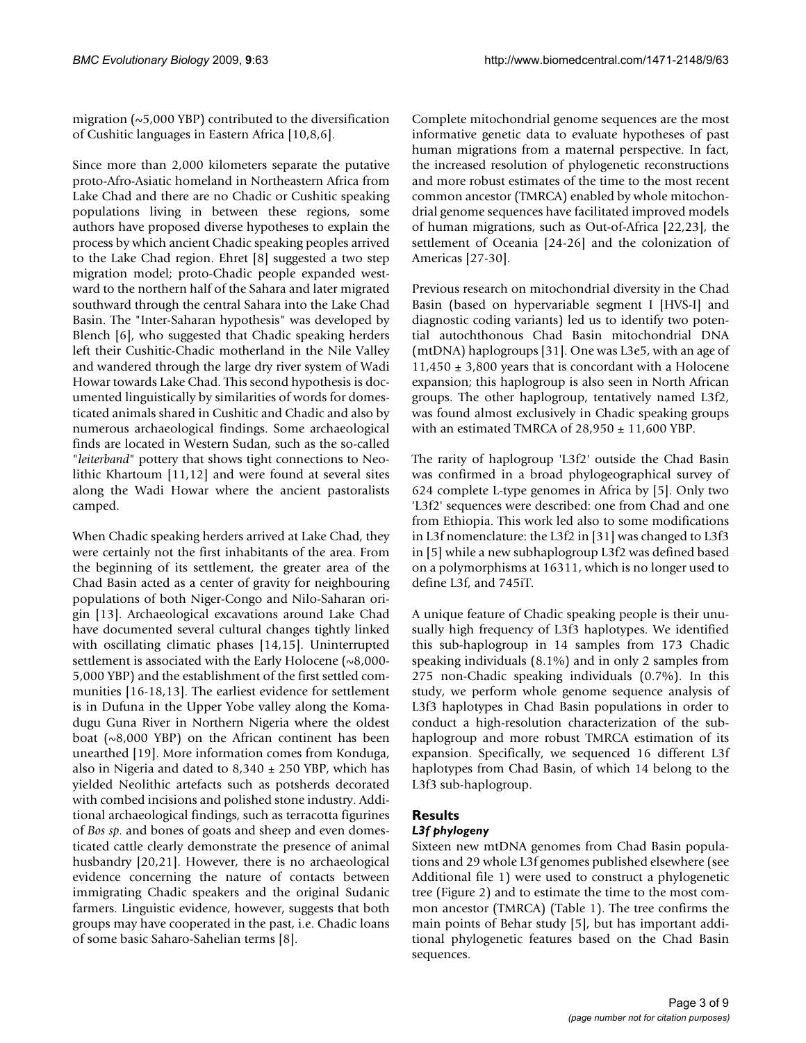migration (~5,000 YBP) contributed to the diversification of Cushitic languages in Eastern Africa [10,8,6].

Since more than 2,000 kilometers separate the putative proto-Afro-Asiatic homeland in Northeastern Africa from Lake Chad and there are no Chadic or Cushitic speaking populations living in between these regions, some authors have proposed diverse hypotheses to explain the process by which ancient Chadic speaking peoples arrived to the Lake Chad region. Ehret [8] suggested a two step migration model; proto-Chadic people expanded westward to the northern half of the Sahara and later migrated southward through the central Sahara into the Lake Chad Basin. The "Inter-Saharan hypothesis" was developed by Blench [6], who suggested that Chadic speaking herders left their Cushitic-Chadic motherland in the Nile Valley and wandered through the large dry river system of Wadi Howar towards Lake Chad. This second hypothesis is documented linguistically by similarities of words for domesticated animals shared in Cushitic and Chadic and also by numerous archaeological findings. Some archaeological finds are located in Western Sudan, such as the so-called "*leiterband*" pottery that shows tight connections to Neolithic Khartoum [11,12] and were found at several sites along the Wadi Howar where the ancient pastoralists camped.

When Chadic speaking herders arrived at Lake Chad, they were certainly not the first inhabitants of the area. From the beginning of its settlement, the greater area of the Chad Basin acted as a center of gravity for neighbouring populations of both Niger-Congo and Nilo-Saharan origin [13]. Archaeological excavations around Lake Chad have documented several cultural changes tightly linked with oscillating climatic phases [14,15]. Uninterrupted settlement is associated with the Early Holocene (~8,000-5,000 YBP) and the establishment of the first settled communities [16-18,13]. The earliest evidence for settlement is in Dufuna in the Upper Yobe valley along the Komadugu Guna River in Northern Nigeria where the oldest boat (~8,000 YBP) on the African continent has been unearthed [19]. More information comes from Konduga, also in Nigeria and dated to 8,340 ± 250 YBP, which has yielded Neolithic artefacts such as potsherds decorated with combed incisions and polished stone industry. Additional archaeological findings, such as terracotta figurines of *Bos sp*. and bones of goats and sheep and even domesticated cattle clearly demonstrate the presence of animal husbandry [20,21]. However, there is no archaeological evidence concerning the nature of contacts between immigrating Chadic speakers and the original Sudanic farmers. Linguistic evidence, however, suggests that both groups may have cooperated in the past, i.e. Chadic loans of some basic Saharo-Sahelian terms [8].

Complete mitochondrial genome sequences are the most informative genetic data to evaluate hypotheses of past human migrations from a maternal perspective. In fact, the increased resolution of phylogenetic reconstructions and more robust estimates of the time to the most recent common ancestor (TMRCA) enabled by whole mitochondrial genome sequences have facilitated improved models of human migrations, such as Out-of-Africa [22,23], the settlement of Oceania [24-26] and the colonization of Americas [27-30].

Previous research on mitochondrial diversity in the Chad Basin (based on hypervariable segment I [HVS-I] and diagnostic coding variants) led us to identify two potential autochthonous Chad Basin mitochondrial DNA (mtDNA) haplogroups [31]. One was L3e5, with an age of 11,450 ± 3,800 years that is concordant with a Holocene expansion; this haplogroup is also seen in North African groups. The other haplogroup, tentatively named L3f2, was found almost exclusively in Chadic speaking groups with an estimated TMRCA of 28,950 ± 11,600 YBP.

The rarity of haplogroup 'L3f2' outside the Chad Basin was confirmed in a broad phylogeographical survey of 624 complete L-type genomes in Africa by [5]. Only two 'L3f2' sequences were described: one from Chad and one from Ethiopia. This work led also to some modifications in L3f nomenclature: the L3f2 in [31] was changed to L3f3 in [5] while a new subhaplogroup L3f2 was defined based on a polymorphisms at 16311, which is no longer used to define L3f, and 745iT.

A unique feature of Chadic speaking people is their unusually high frequency of L3f3 haplotypes. We identified this sub-haplogroup in 14 samples from 173 Chadic speaking individuals (8.1%) and in only 2 samples from 275 non-Chadic speaking individuals (0.7%). In this study, we perform whole genome sequence analysis of L3f3 haplotypes in Chad Basin populations in order to conduct a high-resolution characterization of the sub-haplogroup and more robust TMRCA estimation of its expansion. Specifically, we sequenced 16 different L3f haplotypes from Chad Basin, of which 14 belong to the L3f3 sub-haplogroup.

## Results

### *L3f phylogeny*

Sixteen new mtDNA genomes from Chad Basin populations and 29 whole L3f genomes published elsewhere (see Additional file 1) were used to construct a phylogenetic tree (Figure 2) and to estimate the time to the most common ancestor (TMRCA) (Table 1). The tree confirms the main points of Behar study [5], but has important additional phylogenetic features based on the Chad Basin sequences.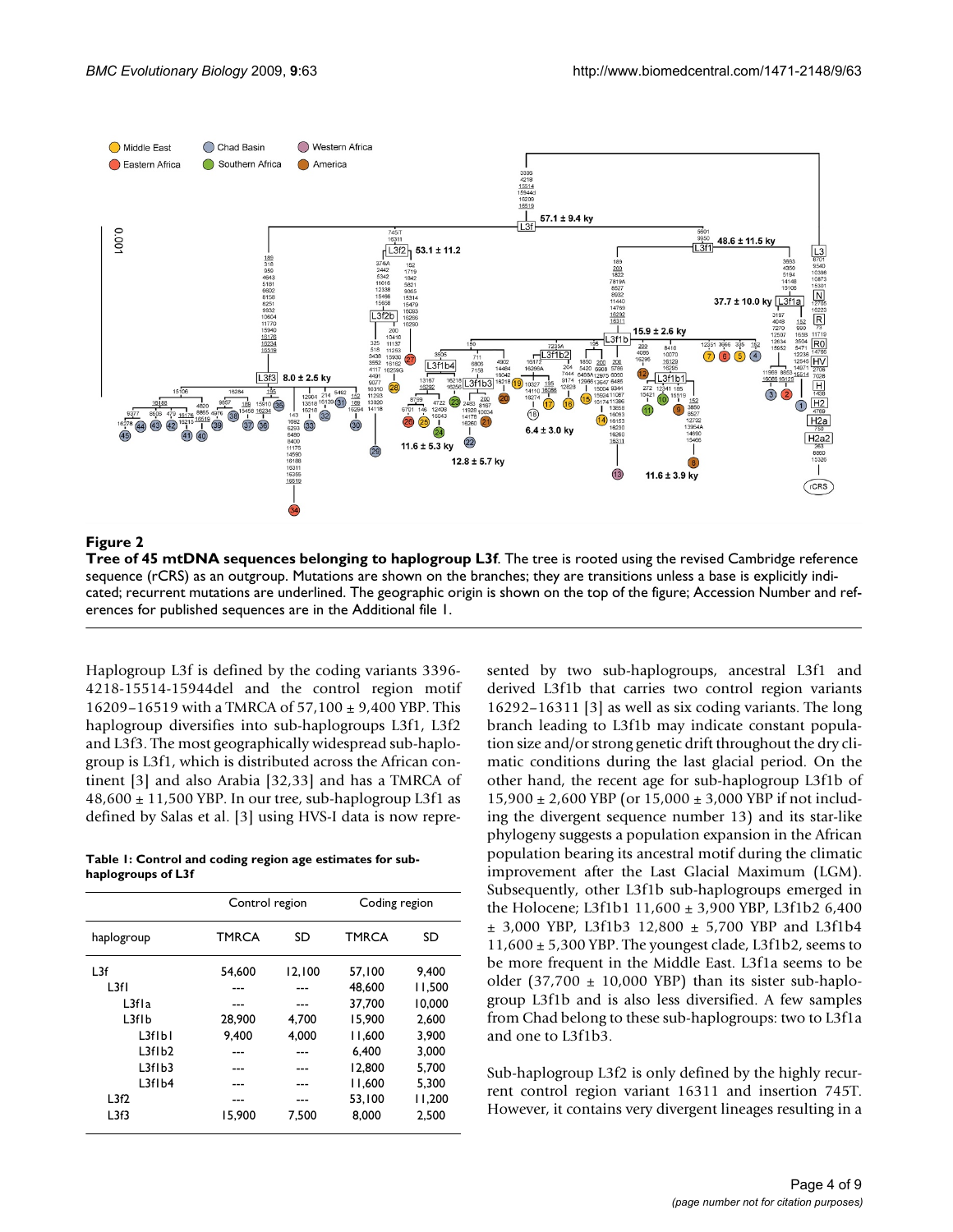**Figure 2**

**Tree of 45 mtDNA sequences belonging to haplogroup L3f**. The tree is rooted using the revised Cambridge reference sequence (rCRS) as an outgroup. Mutations are shown on the branches; they are transitions unless a base is explicitly indicated; recurrent mutations are underlined. The geographic origin is shown on the top of the figure; Accession Number and references for published sequences are in the Additional file 1.

Haplogroup L3f is defined by the coding variants 3396-4218-15514-15944del and the control region motif 16209–16519 with a TMRCA of 57,100 ± 9,400 YBP. This haplogroup diversifies into sub-haplogroups L3f1, L3f2 and L3f3. The most geographically widespread sub-haplogroup is L3f1, which is distributed across the African continent [3] and also Arabia [32,33] and has a TMRCA of 48,600 ± 11,500 YBP. In our tree, sub-haplogroup L3f1 as defined by Salas et al. [3] using HVS-I data is now represented by two sub-haplogroups, ancestral L3f1 and derived L3f1b that carries two control region variants 16292–16311 [3] as well as six coding variants. The long branch leading to L3f1b may indicate constant population size and/or strong genetic drift throughout the dry climatic conditions during the last glacial period. On the other hand, the recent age for sub-haplogroup L3f1b of 15,900 ± 2,600 YBP (or 15,000 ± 3,000 YBP if not including the divergent sequence number 13) and its star-like phylogeny suggests a population expansion in the African population bearing its ancestral motif during the climatic improvement after the Last Glacial Maximum (LGM). Subsequently, other L3f1b sub-haplogroups emerged in the Holocene; L3f1b1 11,600 ± 3,900 YBP, L3f1b2 6,400 ± 3,000 YBP, L3f1b3 12,800 ± 5,700 YBP and L3f1b4 11,600 ± 5,300 YBP. The youngest clade, L3f1b2, seems to be more frequent in the Middle East. L3f1a seems to be older (37,700 ± 10,000 YBP) than its sister sub-haplogroup L3f1b and is also less diversified. A few samples from Chad belong to these sub-haplogroups: two to L3f1a and one to L3f1b3.

**Table 1: Control and coding region age estimates for sub-haplogroups of L3f**

| | Control region | | Coding region | |
|---|---|---|---|---|
| haplogroup | TMRCA | SD | TMRCA | SD |
| L3f | 54,600 | 12,100 | 57,100 | 9,400 |
| L3f1 | --- | --- | 48,600 | 11,500 |
| L3f1a | --- | --- | 37,700 | 10,000 |
| L3f1b | 28,900 | 4,700 | 15,900 | 2,600 |
| L3f1b1 | 9,400 | 4,000 | 11,600 | 3,900 |
| L3f1b2 | --- | --- | 6,400 | 3,000 |
| L3f1b3 | --- | --- | 12,800 | 5,700 |
| L3f1b4 | --- | --- | 11,600 | 5,300 |
| L3f2 | --- | --- | 53,100 | 11,200 |
| L3f3 | 15,900 | 7,500 | 8,000 | 2,500 |

Sub-haplogroup L3f2 is only defined by the highly recurrent control region variant 16311 and insertion 745T. However, it contains very divergent lineages resulting in a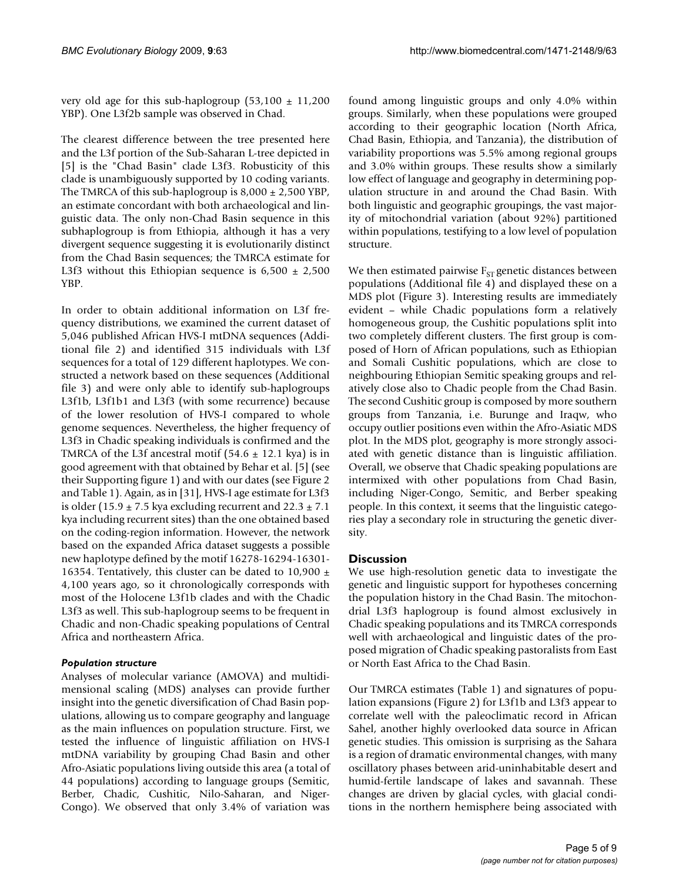very old age for this sub-haplogroup (53,100 ± 11,200 YBP). One L3f2b sample was observed in Chad.

The clearest difference between the tree presented here and the L3f portion of the Sub-Saharan L-tree depicted in [5] is the "Chad Basin" clade L3f3. Robusticity of this clade is unambiguously supported by 10 coding variants. The TMRCA of this sub-haplogroup is 8,000 ± 2,500 YBP, an estimate concordant with both archaeological and linguistic data. The only non-Chad Basin sequence in this subhaplogroup is from Ethiopia, although it has a very divergent sequence suggesting it is evolutionarily distinct from the Chad Basin sequences; the TMRCA estimate for L3f3 without this Ethiopian sequence is 6,500 ± 2,500 YBP.

In order to obtain additional information on L3f frequency distributions, we examined the current dataset of 5,046 published African HVS-I mtDNA sequences (Additional file 2) and identified 315 individuals with L3f sequences for a total of 129 different haplotypes. We constructed a network based on these sequences (Additional file 3) and were only able to identify sub-haplogroups L3f1b, L3f1b1 and L3f3 (with some recurrence) because of the lower resolution of HVS-I compared to whole genome sequences. Nevertheless, the higher frequency of L3f3 in Chadic speaking individuals is confirmed and the TMRCA of the L3f ancestral motif (54.6 ± 12.1 kya) is in good agreement with that obtained by Behar et al. [5] (see their Supporting figure 1) and with our dates (see Figure 2 and Table 1). Again, as in [31], HVS-I age estimate for L3f3 is older (15.9 ± 7.5 kya excluding recurrent and 22.3 ± 7.1 kya including recurrent sites) than the one obtained based on the coding-region information. However, the network based on the expanded Africa dataset suggests a possible new haplotype defined by the motif 16278-16294-16301-16354. Tentatively, this cluster can be dated to 10,900 ± 4,100 years ago, so it chronologically corresponds with most of the Holocene L3f1b clades and with the Chadic L3f3 as well. This sub-haplogroup seems to be frequent in Chadic and non-Chadic speaking populations of Central Africa and northeastern Africa.

### *Population structure*

Analyses of molecular variance (AMOVA) and multidimensional scaling (MDS) analyses can provide further insight into the genetic diversification of Chad Basin populations, allowing us to compare geography and language as the main influences on population structure. First, we tested the influence of linguistic affiliation on HVS-I mtDNA variability by grouping Chad Basin and other Afro-Asiatic populations living outside this area (a total of 44 populations) according to language groups (Semitic, Berber, Chadic, Cushitic, Nilo-Saharan, and Niger-Congo). We observed that only 3.4% of variation was found among linguistic groups and only 4.0% within groups. Similarly, when these populations were grouped according to their geographic location (North Africa, Chad Basin, Ethiopia, and Tanzania), the distribution of variability proportions was 5.5% among regional groups and 3.0% within groups. These results show a similarly low effect of language and geography in determining population structure in and around the Chad Basin. With both linguistic and geographic groupings, the vast majority of mitochondrial variation (about 92%) partitioned within populations, testifying to a low level of population structure.

We then estimated pairwise $F_{ST}$ genetic distances between populations (Additional file 4) and displayed these on a MDS plot (Figure 3). Interesting results are immediately evident – while Chadic populations form a relatively homogeneous group, the Cushitic populations split into two completely different clusters. The first group is composed of Horn of African populations, such as Ethiopian and Somali Cushitic populations, which are close to neighbouring Ethiopian Semitic speaking groups and relatively close also to Chadic people from the Chad Basin. The second Cushitic group is composed by more southern groups from Tanzania, i.e. Burunge and Iraqw, who occupy outlier positions even within the Afro-Asiatic MDS plot. In the MDS plot, geography is more strongly associated with genetic distance than is linguistic affiliation. Overall, we observe that Chadic speaking populations are intermixed with other populations from Chad Basin, including Niger-Congo, Semitic, and Berber speaking people. In this context, it seems that the linguistic categories play a secondary role in structuring the genetic diversity.

## Discussion

We use high-resolution genetic data to investigate the genetic and linguistic support for hypotheses concerning the population history in the Chad Basin. The mitochondrial L3f3 haplogroup is found almost exclusively in Chadic speaking populations and its TMRCA corresponds well with archaeological and linguistic dates of the proposed migration of Chadic speaking pastoralists from East or North East Africa to the Chad Basin.

Our TMRCA estimates (Table 1) and signatures of population expansions (Figure 2) for L3f1b and L3f3 appear to correlate well with the paleoclimatic record in African Sahel, another highly overlooked data source in African genetic studies. This omission is surprising as the Sahara is a region of dramatic environmental changes, with many oscillatory phases between arid-uninhabitable desert and humid-fertile landscape of lakes and savannah. These changes are driven by glacial cycles, with glacial conditions in the northern hemisphere being associated with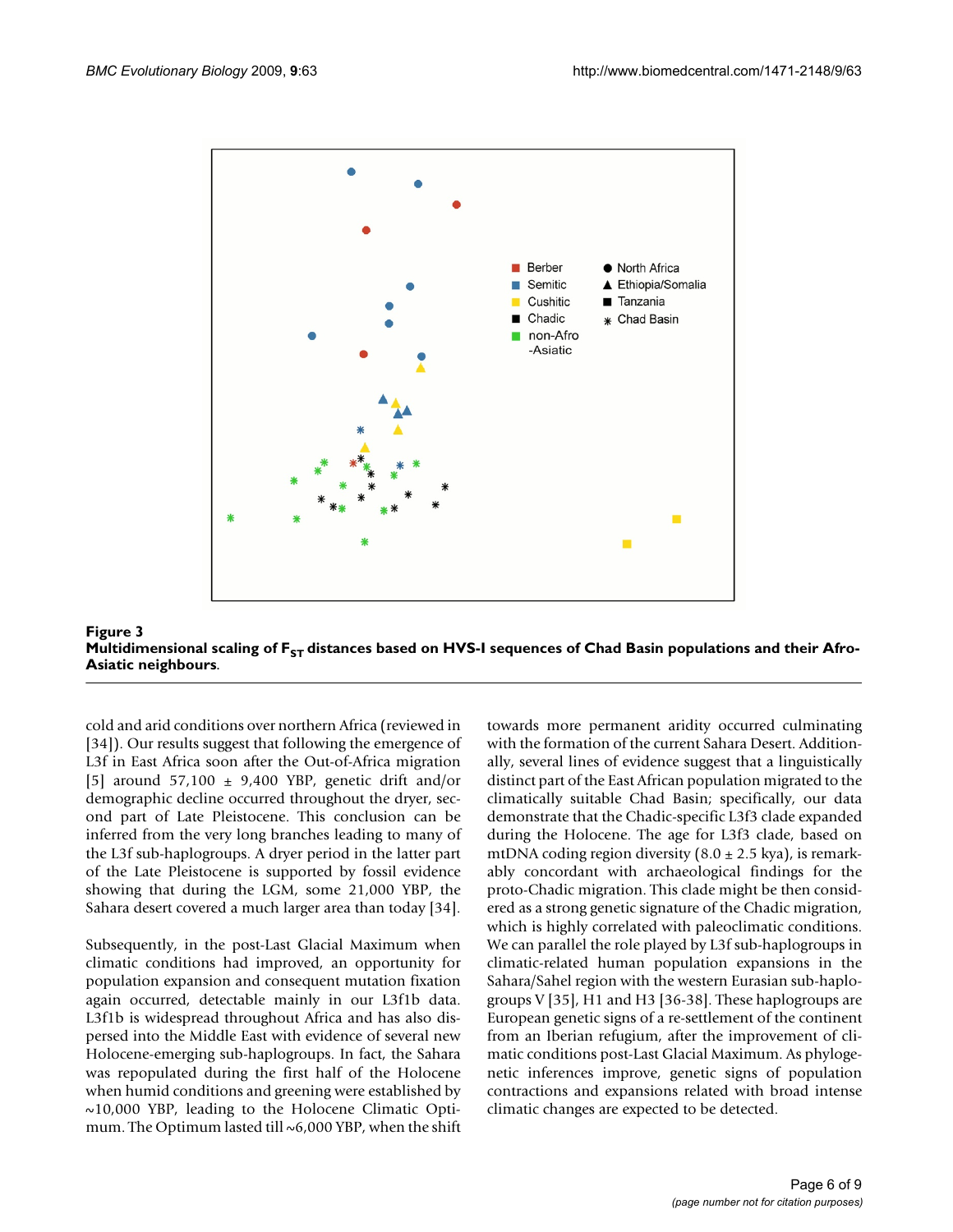**Figure 3**
**Multidimensional scaling of $F_{ST}$ distances based on HVS-I sequences of Chad Basin populations and their Afro-Asiatic neighbours**.

cold and arid conditions over northern Africa (reviewed in [34]). Our results suggest that following the emergence of L3f in East Africa soon after the Out-of-Africa migration [5] around 57,100 ± 9,400 YBP, genetic drift and/or demographic decline occurred throughout the dryer, second part of Late Pleistocene. This conclusion can be inferred from the very long branches leading to many of the L3f sub-haplogroups. A dryer period in the latter part of the Late Pleistocene is supported by fossil evidence showing that during the LGM, some 21,000 YBP, the Sahara desert covered a much larger area than today [34].

Subsequently, in the post-Last Glacial Maximum when climatic conditions had improved, an opportunity for population expansion and consequent mutation fixation again occurred, detectable mainly in our L3f1b data. L3f1b is widespread throughout Africa and has also dispersed into the Middle East with evidence of several new Holocene-emerging sub-haplogroups. In fact, the Sahara was repopulated during the first half of the Holocene when humid conditions and greening were established by ~10,000 YBP, leading to the Holocene Climatic Optimum. The Optimum lasted till ~6,000 YBP, when the shift towards more permanent aridity occurred culminating with the formation of the current Sahara Desert. Additionally, several lines of evidence suggest that a linguistically distinct part of the East African population migrated to the climatically suitable Chad Basin; specifically, our data demonstrate that the Chadic-specific L3f3 clade expanded during the Holocene. The age for L3f3 clade, based on mtDNA coding region diversity (8.0 ± 2.5 kya), is remarkably concordant with archaeological findings for the proto-Chadic migration. This clade might be then considered as a strong genetic signature of the Chadic migration, which is highly correlated with paleoclimatic conditions. We can parallel the role played by L3f sub-haplogroups in climatic-related human population expansions in the Sahara/Sahel region with the western Eurasian sub-haplogroups V [35], H1 and H3 [36-38]. These haplogroups are European genetic signs of a re-settlement of the continent from an Iberian refugium, after the improvement of climatic conditions post-Last Glacial Maximum. As phylogenetic inferences improve, genetic signs of population contractions and expansions related with broad intense climatic changes are expected to be detected.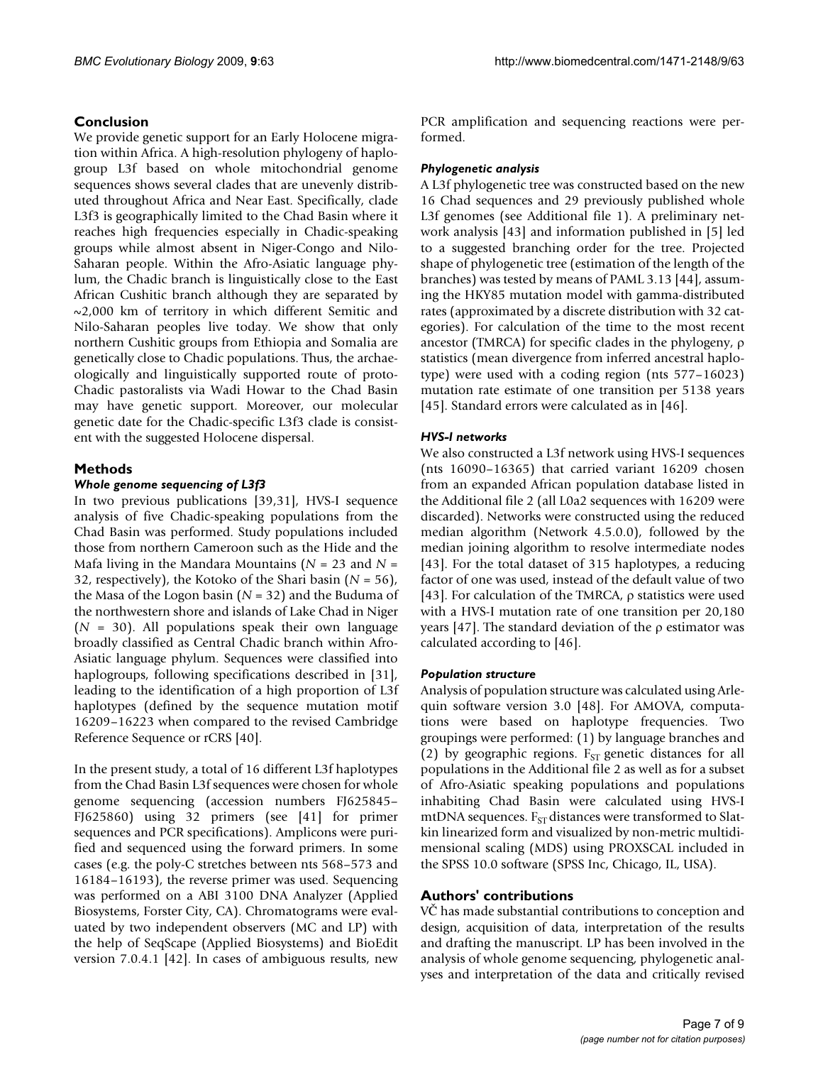## Conclusion

We provide genetic support for an Early Holocene migration within Africa. A high-resolution phylogeny of haplogroup L3f based on whole mitochondrial genome sequences shows several clades that are unevenly distributed throughout Africa and Near East. Specifically, clade L3f3 is geographically limited to the Chad Basin where it reaches high frequencies especially in Chadic-speaking groups while almost absent in Niger-Congo and Nilo-Saharan people. Within the Afro-Asiatic language phylum, the Chadic branch is linguistically close to the East African Cushitic branch although they are separated by ~2,000 km of territory in which different Semitic and Nilo-Saharan peoples live today. We show that only northern Cushitic groups from Ethiopia and Somalia are genetically close to Chadic populations. Thus, the archaeologically and linguistically supported route of proto-Chadic pastoralists via Wadi Howar to the Chad Basin may have genetic support. Moreover, our molecular genetic date for the Chadic-specific L3f3 clade is consistent with the suggested Holocene dispersal.

## Methods

### *Whole genome sequencing of L3f3*

In two previous publications [39,31], HVS-I sequence analysis of five Chadic-speaking populations from the Chad Basin was performed. Study populations included those from northern Cameroon such as the Hide and the Mafa living in the Mandara Mountains ($N$ = 23 and $N$ = 32, respectively), the Kotoko of the Shari basin ($N$ = 56), the Masa of the Logon basin ($N$ = 32) and the Buduma of the northwestern shore and islands of Lake Chad in Niger ($N$ = 30). All populations speak their own language broadly classified as Central Chadic branch within Afro-Asiatic language phylum. Sequences were classified into haplogroups, following specifications described in [31], leading to the identification of a high proportion of L3f haplotypes (defined by the sequence mutation motif 16209–16223 when compared to the revised Cambridge Reference Sequence or rCRS [40].

In the present study, a total of 16 different L3f haplotypes from the Chad Basin L3f sequences were chosen for whole genome sequencing (accession numbers FJ625845–FJ625860) using 32 primers (see [41] for primer sequences and PCR specifications). Amplicons were purified and sequenced using the forward primers. In some cases (e.g. the poly-C stretches between nts 568–573 and 16184–16193), the reverse primer was used. Sequencing was performed on a ABI 3100 DNA Analyzer (Applied Biosystems, Forster City, CA). Chromatograms were evaluated by two independent observers (MC and LP) with the help of SeqScape (Applied Biosystems) and BioEdit version 7.0.4.1 [42]. In cases of ambiguous results, new PCR amplification and sequencing reactions were performed.

### *Phylogenetic analysis*

A L3f phylogenetic tree was constructed based on the new 16 Chad sequences and 29 previously published whole L3f genomes (see Additional file 1). A preliminary network analysis [43] and information published in [5] led to a suggested branching order for the tree. Projected shape of phylogenetic tree (estimation of the length of the branches) was tested by means of PAML 3.13 [44], assuming the HKY85 mutation model with gamma-distributed rates (approximated by a discrete distribution with 32 categories). For calculation of the time to the most recent ancestor (TMRCA) for specific clades in the phylogeny, ρ statistics (mean divergence from inferred ancestral haplotype) were used with a coding region (nts 577–16023) mutation rate estimate of one transition per 5138 years [45]. Standard errors were calculated as in [46].

### *HVS-I networks*

We also constructed a L3f network using HVS-I sequences (nts 16090–16365) that carried variant 16209 chosen from an expanded African population database listed in the Additional file 2 (all L0a2 sequences with 16209 were discarded). Networks were constructed using the reduced median algorithm (Network 4.5.0.0), followed by the median joining algorithm to resolve intermediate nodes [43]. For the total dataset of 315 haplotypes, a reducing factor of one was used, instead of the default value of two [43]. For calculation of the TMRCA, ρ statistics were used with a HVS-I mutation rate of one transition per 20,180 years [47]. The standard deviation of the ρ estimator was calculated according to [46].

### *Population structure*

Analysis of population structure was calculated using Arlequin software version 3.0 [48]. For AMOVA, computations were based on haplotype frequencies. Two groupings were performed: (1) by language branches and (2) by geographic regions. $F_{ST}$ genetic distances for all populations in the Additional file 2 as well as for a subset of Afro-Asiatic speaking populations and populations inhabiting Chad Basin were calculated using HVS-I mtDNA sequences. $F_{ST}$ distances were transformed to Slatkin linearized form and visualized by non-metric multidimensional scaling (MDS) using PROXSCAL included in the SPSS 10.0 software (SPSS Inc, Chicago, IL, USA).

## Authors' contributions

VČ has made substantial contributions to conception and design, acquisition of data, interpretation of the results and drafting the manuscript. LP has been involved in the analysis of whole genome sequencing, phylogenetic analyses and interpretation of the data and critically revised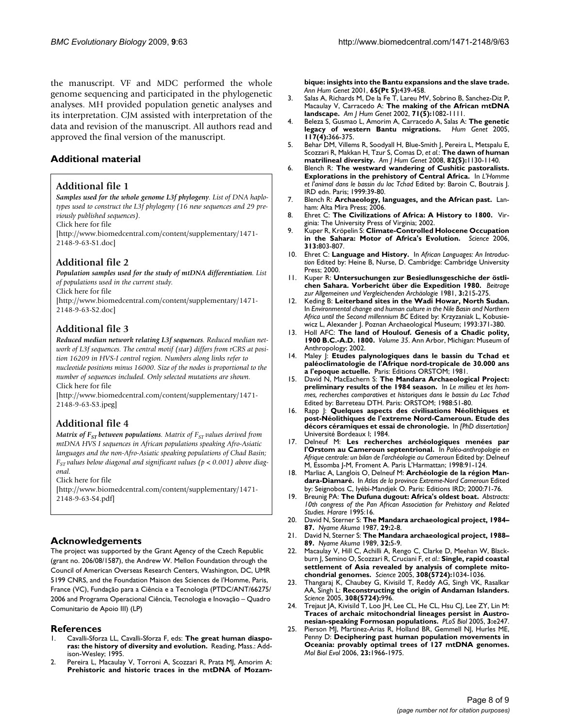the manuscript. VF and MDC performed the whole genome sequencing and participated in the phylogenetic analyses. MH provided population genetic analyses and its interpretation. CJM assisted with interpretation of the data and revision of the manuscript. All authors read and approved the final version of the manuscript.

## Additional material

### Additional file 1

***Samples used for the whole genome L3f phylogeny**. List of DNA haplotypes used to construct the L3f phylogeny (16 new sequences and 29 previously published sequences).*
Click here for file
[http://www.biomedcentral.com/content/supplementary/1471-2148-9-63-S1.doc]

### Additional file 2

***Population samples used for the study of mtDNA differentiation**. List of populations used in the current study.*
Click here for file
[http://www.biomedcentral.com/content/supplementary/1471-2148-9-63-S2.doc]

### Additional file 3

***Reduced median network relating L3f sequences**. Reduced median network of L3f sequences. The central motif (star) differs from rCRS at position 16209 in HVS-I control region. Numbers along links refer to nucleotide positions minus 16000. Size of the nodes is proportional to the number of sequences included. Only selected mutations are shown.*
Click here for file
[http://www.biomedcentral.com/content/supplementary/1471-2148-9-63-S3.jpeg]

### Additional file 4

***Matrix of $F_{ST}$ between populations**. Matrix of $F_{ST}$ values derived from mtDNA HVS I sequences in African populations speaking Afro-Asiatic languages and the non-Afro-Asiatic speaking populations of Chad Basin; $F_{ST}$ values below diagonal and significant values ($p < 0.001$) above diagonal.*
Click here for file
[http://www.biomedcentral.com/content/supplementary/1471-2148-9-63-S4.pdf]

## Acknowledgements

The project was supported by the Grant Agency of the Czech Republic (grant no. 206/08/1587), the Andrew W. Mellon Foundation through the Council of American Overseas Research Centers, Washington, DC, UMR 5199 CNRS, and the Foundation Maison des Sciences de l'Homme, Paris, France (VC), Fundação para a Ciência e a Tecnologia (PTDC/ANT/66275/2006 and Programa Operacional Ciência, Tecnologia e Inovação – Quadro Comunitario de Apoio III) (LP)

## References

1. Cavalli-Sforza LL, Cavalli-Sforza F, eds: **The great human diasporas: the history of diversity and evolution.** Reading, Mass.: Addison-Wesley; 1995.
2. Pereira L, Macaulay V, Torroni A, Scozzari R, Prata MJ, Amorim A: **Prehistoric and historic traces in the mtDNA of Mozambique: insights into the Bantu expansions and the slave trade.** *Ann Hum Genet* 2001, **65(Pt 5):**439-458.
3. Salas A, Richards M, De la Fe T, Lareu MV, Sobrino B, Sanchez-Diz P, Macaulay V, Carracedo A: **The making of the African mtDNA landscape.** *Am J Hum Genet* 2002, **71(5):**1082-1111.
4. Beleza S, Gusmao L, Amorim A, Carracedo A, Salas A: **The genetic legacy of western Bantu migrations.** *Hum Genet* 2005, **117(4):**366-375.
5. Behar DM, Villems R, Soodyall H, Blue-Smith J, Pereira L, Metspalu E, Scozzari R, Makkan H, Tzur S, Comas D, *et al.*: **The dawn of human matrilineal diversity.** *Am J Hum Genet* 2008, **82(5):**1130-1140.
6. Blench R: **The westward wandering of Cushitic pastoralists. Explorations in the prehistory of Central Africa.** In *L'Homme et l'animal dans le bassin du lac Tchad* Edited by: Baroin C, Boutrais J. IRD edn. Paris; 1999:39-80.
7. Blench R: **Archaeology, languages, and the African past.** Lanham: Alta Mira Press; 2006.
8. Ehret C: **The Civilizations of Africa: A History to 1800.** Virginia: The University Press of Virginia; 2002.
9. Kuper R, Kröpelin S: **Climate-Controlled Holocene Occupation in the Sahara: Motor of Africa's Evolution.** *Science* 2006, **313:**803-807.
10. Ehret C: **Language and History.** In *African Languages: An Introduction* Edited by: Heine B, Nurse, D. Cambridge: Cambridge University Press; 2000.
11. Kuper R: **Untersuchungen zur Besiedlunsgeschiche der östlichen Sahara. Vorbericht über die Expedition 1980.** *Beitrage zur Allgemeinen und Vergleichenden Archäologie* 1981, **3:**215-275.
12. Keding B: **Leiterband sites in the Wadi Howar, North Sudan.** In *Environmental change and human culture in the Nile Basin and Northern Africa until the Second millennium BC* Edited by: Krzyzaniak L, Kobusiewicz L, Alexander J. Poznan Archaeological Museum; 1993:371-380.
13. Holl AFC: **The land of Houlouf. Genesis of a Chadic polity, 1900 B.C.-A.D. 1800.** *Volume 35*. Ann Arbor, Michigan: Museum of Anthropology; 2002.
14. Maley J: **Etudes palynologiques dans le bassin du Tchad et paléoclimatologie de l'Afrique nord-tropicale de 30.000 ans a l'epoque actuelle.** Paris: Editions ORSTOM; 1981.
15. David N, MacEachern S: **The Mandara Archaeological Project: preliminary results of the 1984 season.** In *Le millieu et les hommes, recherches comparatives et historiques dans le bassin du Lac Tchad* Edited by: Barreteau DTH. Paris: ORSTOM; 1988:51-80.
16. Rapp J: **Quelques aspects des civilisations Néolithiques et post-Néolithiques de l'extreme Nord-Cameroun. Etude des décors céramiques et essai de chronologie.** In *[PhD dissertation]* Université Bordeaux I; 1984.
17. Delneuf M: **Les recherches archéologiques menées par l'Orstom au Cameroun septentrional.** In *Paléo-anthropologie en Afrique centrale: un bilan de l'archéologie au Cameroun* Edited by: Delneuf M, Essomba J-M, Froment A. Paris L'Harmattan; 1998:91-124.
18. Marliac A, Langlois O, Delneuf M: **Archéologie de la région Mandara-Diamaré.** In *Atlas de la province Extreme-Nord Cameroun* Edited by: Seignobos C, Iyébi-Mandjek O. Paris: Editions IRD; 2000:71-76.
19. Breunig PA: **The Dufuna dugout: Africa's oldest boat.** *Abstracts: 10th congress of the Pan African Association for Prehistory and Related Studies. Harare* 1995:16.
20. David N, Sterner S: **The Mandara archaeological project, 1984–87.** *Nyame Akuma* 1987, **29:**2-8.
21. David N, Sterner S: **The Mandara archaeological project, 1988–89.** *Nyame Akuma* 1989, **32:**5-9.
22. Macaulay V, Hill C, Achilli A, Rengo C, Clarke D, Meehan W, Blackburn J, Semino O, Scozzari R, Cruciani F, *et al.*: **Single, rapid coastal settlement of Asia revealed by analysis of complete mitochondrial genomes.** *Science* 2005, **308(5724):**1034-1036.
23. Thangaraj K, Chaubey G, Kivisild T, Reddy AG, Singh VK, Rasalkar AA, Singh L: **Reconstructing the origin of Andaman Islanders.** *Science* 2005, **308(5724):**996.
24. Trejaut JA, Kivisild T, Loo JH, Lee CL, He CL, Hsu CJ, Lee ZY, Lin M: **Traces of archaic mitochondrial lineages persist in Austronesian-speaking Formosan populations.** *PLoS Biol* 2005, **3:**e247.
25. Pierson MJ, Martinez-Arias R, Holland BR, Gemmell NJ, Hurles ME, Penny D: **Deciphering past human population movements in Oceania: provably optimal trees of 127 mtDNA genomes.** *Mol Biol Evol* 2006, **23:**1966-1975.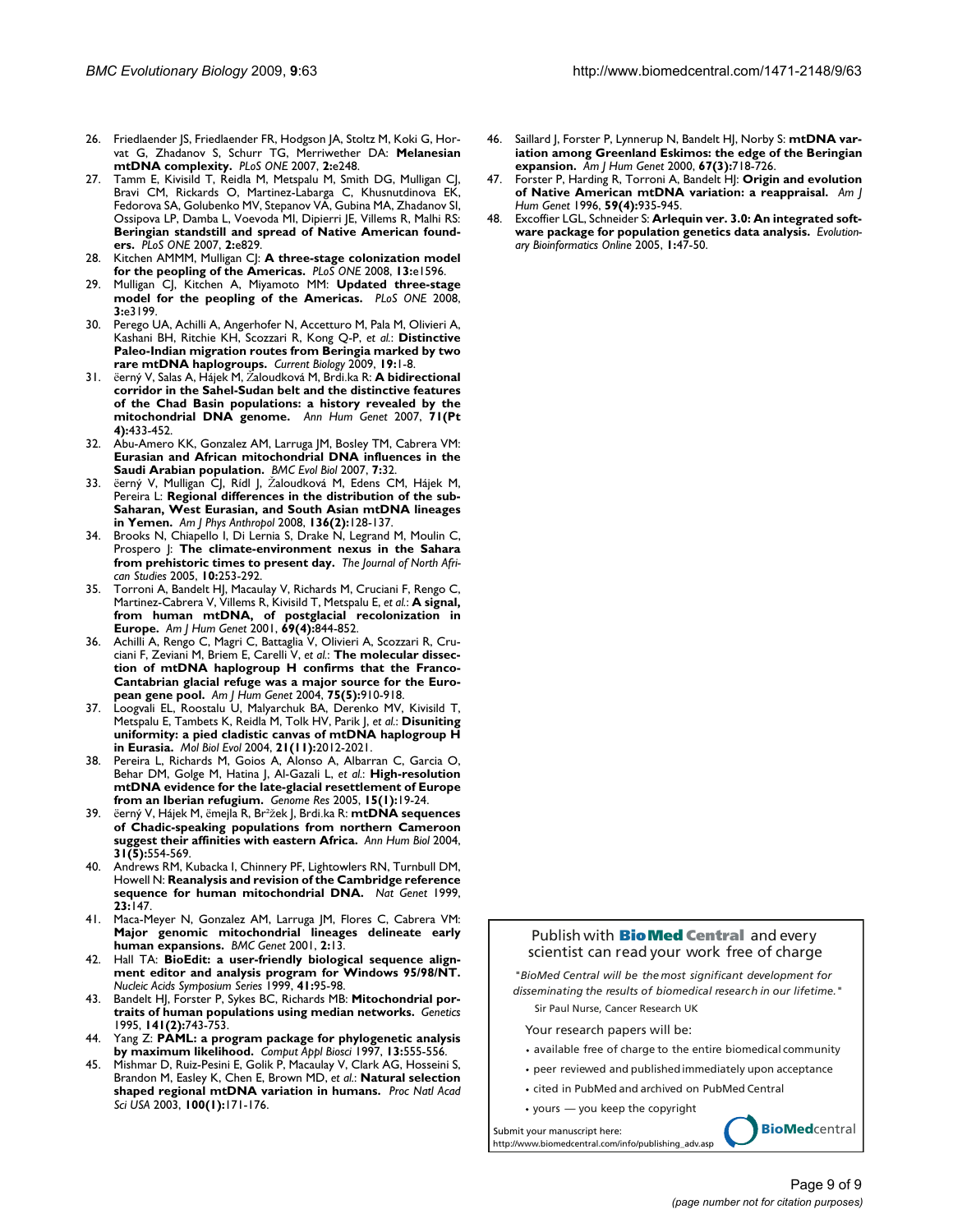26. Friedlaender JS, Friedlaender FR, Hodgson JA, Stoltz M, Koki G, Horvat G, Zhadanov S, Schurr TG, Merriwether DA: **Melanesian mtDNA complexity.** *PLoS ONE* 2007, **2:**e248.
27. Tamm E, Kivisild T, Reidla M, Metspalu M, Smith DG, Mulligan CJ, Bravi CM, Rickards O, Martinez-Labarga C, Khusnutdinova EK, Fedorova SA, Golubenko MV, Stepanov VA, Gubina MA, Zhadanov SI, Ossipova LP, Damba L, Voevoda MI, Dipierri JE, Villems R, Malhi RS: **Beringian standstill and spread of Native American founders.** *PLoS ONE* 2007, **2:**e829.
28. Kitchen AMMM, Mulligan CJ: **A three-stage colonization model for the peopling of the Americas.** *PLoS ONE* 2008, **13:**e1596.
29. Mulligan CJ, Kitchen A, Miyamoto MM: **Updated three-stage model for the peopling of the Americas.** *PLoS ONE* 2008, **3:**e3199.
30. Perego UA, Achilli A, Angerhofer N, Accetturo M, Pala M, Olivieri A, Kashani BH, Ritchie KH, Scozzari R, Kong Q-P, *et al.*: **Distinctive Paleo-Indian migration routes from Beringia marked by two rare mtDNA haplogroups.** *Current Biology* 2009, **19:**1-8.
31. ěerný V, Salas A, Hájek M, Žaloudková M, Brdi.ka R: **A bidirectional corridor in the Sahel-Sudan belt and the distinctive features of the Chad Basin populations: a history revealed by the mitochondrial DNA genome.** *Ann Hum Genet* 2007, **71(Pt 4):**433-452.
32. Abu-Amero KK, Gonzalez AM, Larruga JM, Bosley TM, Cabrera VM: **Eurasian and African mitochondrial DNA influences in the Saudi Arabian population.** *BMC Evol Biol* 2007, **7:**32.
33. ěerný V, Mulligan CJ, Rídl J, Žaloudková M, Edens CM, Hájek M, Pereira L: **Regional differences in the distribution of the sub-Saharan, West Eurasian, and South Asian mtDNA lineages in Yemen.** *Am J Phys Anthropol* 2008, **136(2):**128-137.
34. Brooks N, Chiapello I, Di Lernia S, Drake N, Legrand M, Moulin C, Prospero J: **The climate-environment nexus in the Sahara from prehistoric times to present day.** *The Journal of North African Studies* 2005, **10:**253-292.
35. Torroni A, Bandelt HJ, Macaulay V, Richards M, Cruciani F, Rengo C, Martinez-Cabrera V, Villems R, Kivisild T, Metspalu E, *et al.*: **A signal, from human mtDNA, of postglacial recolonization in Europe.** *Am J Hum Genet* 2001, **69(4):**844-852.
36. Achilli A, Rengo C, Magri C, Battaglia V, Olivieri A, Scozzari R, Cruciani F, Zeviani M, Briem E, Carelli V, *et al.*: **The molecular dissection of mtDNA haplogroup H confirms that the Franco-Cantabrian glacial refuge was a major source for the European gene pool.** *Am J Hum Genet* 2004, **75(5):**910-918.
37. Loogvali EL, Roostalu U, Malyarchuk BA, Derenko MV, Kivisild T, Metspalu E, Tambets K, Reidla M, Tolk HV, Parik J, *et al.*: **Disuniting uniformity: a pied cladistic canvas of mtDNA haplogroup H in Eurasia.** *Mol Biol Evol* 2004, **21(11):**2012-2021.
38. Pereira L, Richards M, Goios A, Alonso A, Albarran C, Garcia O, Behar DM, Golge M, Hatina J, Al-Gazali L, *et al.*: **High-resolution mtDNA evidence for the late-glacial resettlement of Europe from an Iberian refugium.** *Genome Res* 2005, **15(1):**19-24.
39. ěerný V, Hájek M, ěmejla R, Br²žek J, Brdi.ka R: **mtDNA sequences of Chadic-speaking populations from northern Cameroon suggest their affinities with eastern Africa.** *Ann Hum Biol* 2004, **31(5):**554-569.
40. Andrews RM, Kubacka I, Chinnery PF, Lightowlers RN, Turnbull DM, Howell N: **Reanalysis and revision of the Cambridge reference sequence for human mitochondrial DNA.** *Nat Genet* 1999, **23:**147.
41. Maca-Meyer N, Gonzalez AM, Larruga JM, Flores C, Cabrera VM: **Major genomic mitochondrial lineages delineate early human expansions.** *BMC Genet* 2001, **2:**13.
42. Hall TA: **BioEdit: a user-friendly biological sequence alignment editor and analysis program for Windows 95/98/NT.** *Nucleic Acids Symposium Series* 1999, **41:**95-98.
43. Bandelt HJ, Forster P, Sykes BC, Richards MB: **Mitochondrial portraits of human populations using median networks.** *Genetics* 1995, **141(2):**743-753.
44. Yang Z: **PAML: a program package for phylogenetic analysis by maximum likelihood.** *Comput Appl Biosci* 1997, **13:**555-556.
45. Mishmar D, Ruiz-Pesini E, Golik P, Macaulay V, Clark AG, Hosseini S, Brandon M, Easley K, Chen E, Brown MD, *et al.*: **Natural selection shaped regional mtDNA variation in humans.** *Proc Natl Acad Sci USA* 2003, **100(1):**171-176.
46. Saillard J, Forster P, Lynnerup N, Bandelt HJ, Norby S: **mtDNA variation among Greenland Eskimos: the edge of the Beringian expansion.** *Am J Hum Genet* 2000, **67(3):**718-726.
47. Forster P, Harding R, Torroni A, Bandelt HJ: **Origin and evolution of Native American mtDNA variation: a reappraisal.** *Am J Hum Genet* 1996, **59(4):**935-945.
48. Excoffier LGL, Schneider S: **Arlequin ver. 3.0: An integrated software package for population genetics data analysis.** *Evolutionary Bioinformatics Online* 2005, **1:**47-50.

Publish with **BioMed Central** and every scientist can read your work free of charge

*"BioMed Central will be the most significant development for disseminating the results of biomedical research in our lifetime."*
Sir Paul Nurse, Cancer Research UK

Your research papers will be:

- available free of charge to the entire biomedical community
- peer reviewed and published immediately upon acceptance
- cited in PubMed and archived on PubMed Central
- yours — you keep the copyright

Submit your manuscript here:
http://www.biomedcentral.com/info/publishing_adv.asp

**BioMed**central